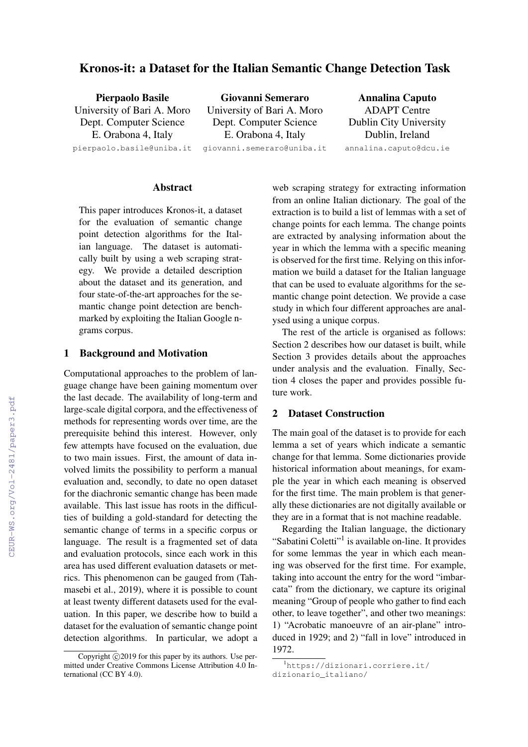# Kronos-it: a Dataset for the Italian Semantic Change Detection Task

**Pierpaolo Basile**
University of Bari A. Moro
Dept. Computer Science
E. Orabona 4, Italy
pierpaolo.basile@uniba.it

**Giovanni Semeraro**
University of Bari A. Moro
Dept. Computer Science
E. Orabona 4, Italy
giovanni.semeraro@uniba.it

**Annalina Caputo**
ADAPT Centre
Dublin City University
Dublin, Ireland
annalina.caputo@dcu.ie

## Abstract

This paper introduces Kronos-it, a dataset for the evaluation of semantic change point detection algorithms for the Italian language. The dataset is automatically built by using a web scraping strategy. We provide a detailed description about the dataset and its generation, and four state-of-the-art approaches for the semantic change point detection are benchmarked by exploiting the Italian Google n-grams corpus.

## 1 Background and Motivation

Computational approaches to the problem of language change have been gaining momentum over the last decade. The availability of long-term and large-scale digital corpora, and the effectiveness of methods for representing words over time, are the prerequisite behind this interest. However, only few attempts have focused on the evaluation, due to two main issues. First, the amount of data involved limits the possibility to perform a manual evaluation and, secondly, to date no open dataset for the diachronic semantic change has been made available. This last issue has roots in the difficulties of building a gold-standard for detecting the semantic change of terms in a specific corpus or language. The result is a fragmented set of data and evaluation protocols, since each work in this area has used different evaluation datasets or metrics. This phenomenon can be gauged from (Tahmasebi et al., 2019), where it is possible to count at least twenty different datasets used for the evaluation. In this paper, we describe how to build a dataset for the evaluation of semantic change point detection algorithms. In particular, we adopt a web scraping strategy for extracting information from an online Italian dictionary. The goal of the extraction is to build a list of lemmas with a set of change points for each lemma. The change points are extracted by analysing information about the year in which the lemma with a specific meaning is observed for the first time. Relying on this information we build a dataset for the Italian language that can be used to evaluate algorithms for the semantic change point detection. We provide a case study in which four different approaches are analysed using a unique corpus.

The rest of the article is organised as follows: Section 2 describes how our dataset is built, while Section 3 provides details about the approaches under analysis and the evaluation. Finally, Section 4 closes the paper and provides possible future work.

## 2 Dataset Construction

The main goal of the dataset is to provide for each lemma a set of years which indicate a semantic change for that lemma. Some dictionaries provide historical information about meanings, for example the year in which each meaning is observed for the first time. The main problem is that generally these dictionaries are not digitally available or they are in a format that is not machine readable.

Regarding the Italian language, the dictionary "Sabatini Coletti"[1] is available on-line. It provides for some lemmas the year in which each meaning was observed for the first time. For example, taking into account the entry for the word "imbarcata" from the dictionary, we capture its original meaning "Group of people who gather to find each other, to leave together", and other two meanings: 1) "Acrobatic manoeuvre of an air-plane" introduced in 1929; and 2) "fall in love" introduced in 1972.

[1] https://dizionari.corriere.it/dizionario_italiano/

Copyright ©2019 for this paper by its authors. Use permitted under Creative Commons License Attribution 4.0 International (CC BY 4.0).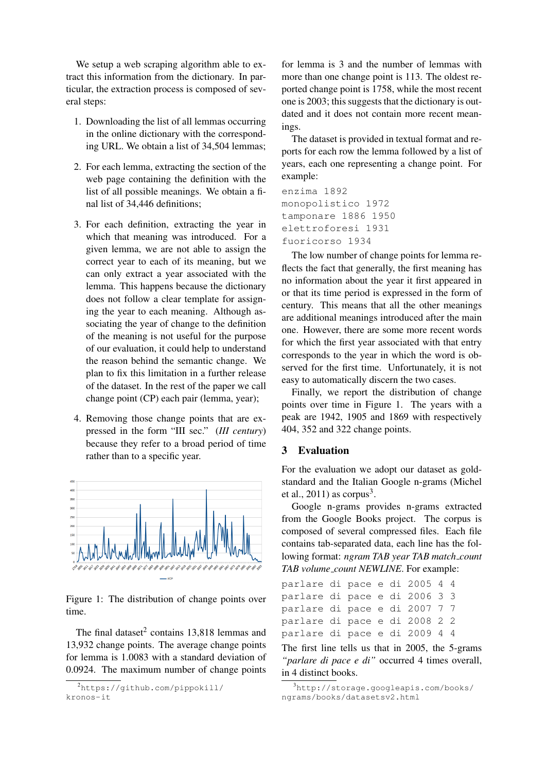We setup a web scraping algorithm able to extract this information from the dictionary. In particular, the extraction process is composed of several steps:

1. Downloading the list of all lemmas occurring in the online dictionary with the corresponding URL. We obtain a list of 34,504 lemmas;

2. For each lemma, extracting the section of the web page containing the definition with the list of all possible meanings. We obtain a final list of 34,446 definitions;

3. For each definition, extracting the year in which that meaning was introduced. For a given lemma, we are not able to assign the correct year to each of its meaning, but we can only extract a year associated with the lemma. This happens because the dictionary does not follow a clear template for assigning the year to each meaning. Although associating the year of change to the definition of the meaning is not useful for the purpose of our evaluation, it could help to understand the reason behind the semantic change. We plan to fix this limitation in a further release of the dataset. In the rest of the paper we call change point (CP) each pair (lemma, year);

4. Removing those change points that are expressed in the form "III sec." (*III century*) because they refer to a broad period of time rather than to a specific year.

Figure 1: The distribution of change points over time.

The final dataset[2] contains 13,818 lemmas and 13,932 change points. The average change points for lemma is 1.0083 with a standard deviation of 0.0924. The maximum number of change points for lemma is 3 and the number of lemmas with more than one change point is 113. The oldest reported change point is 1758, while the most recent one is 2003; this suggests that the dictionary is outdated and it does not contain more recent meanings.

The dataset is provided in textual format and reports for each row the lemma followed by a list of years, each one representing a change point. For example:

```
enzima 1892
monopolistico 1972
tamponare 1886 1950
elettroforesi 1931
fuoricorso 1934
```

The low number of change points for lemma reflects the fact that generally, the first meaning has no information about the year it first appeared in or that its time period is expressed in the form of century. This means that all the other meanings are additional meanings introduced after the main one. However, there are some more recent words for which the first year associated with that entry corresponds to the year in which the word is observed for the first time. Unfortunately, it is not easy to automatically discern the two cases.

Finally, we report the distribution of change points over time in Figure 1. The years with a peak are 1942, 1905 and 1869 with respectively 404, 352 and 322 change points.

## 3 Evaluation

For the evaluation we adopt our dataset as gold-standard and the Italian Google n-grams (Michel et al., 2011) as corpus[3].

Google n-grams provides n-grams extracted from the Google Books project. The corpus is composed of several compressed files. Each file contains tab-separated data, each line has the following format: *ngram TAB year TAB match_count TAB volume_count NEWLINE*. For example:

```
parlare di pace e di 2005 4 4
parlare di pace e di 2006 3 3
parlare di pace e di 2007 7 7
parlare di pace e di 2008 2 2
parlare di pace e di 2009 4 4
```

The first line tells us that in 2005, the 5-grams *"parlare di pace e di"* occurred 4 times overall, in 4 distinct books.

[2] https://github.com/pippokill/kronos-it

[3] http://storage.googleapis.com/books/ngrams/books/datasetsv2.html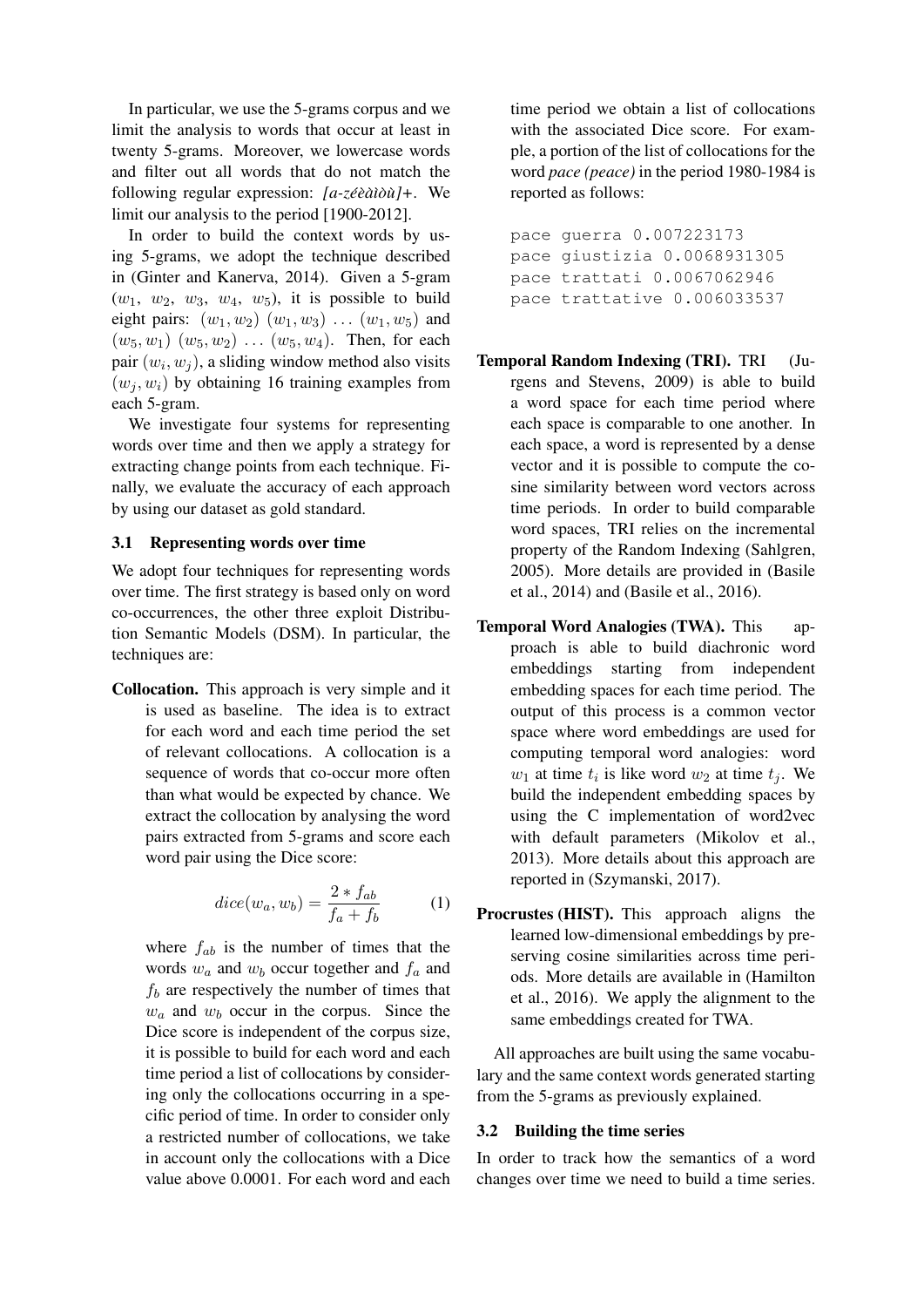In particular, we use the 5-grams corpus and we limit the analysis to words that occur at least in twenty 5-grams. Moreover, we lowercase words and filter out all words that do not match the following regular expression: *[a-zéèàìòù]+*. We limit our analysis to the period [1900-2012].

In order to build the context words by using 5-grams, we adopt the technique described in (Ginter and Kanerva, 2014). Given a 5-gram ($w_1$, $w_2$, $w_3$, $w_4$, $w_5$), it is possible to build eight pairs: $(w_1, w_2)$ $(w_1, w_3)$ $\ldots$ $(w_1, w_5)$ and $(w_5, w_1)$ $(w_5, w_2)$ $\ldots$ $(w_5, w_4)$. Then, for each pair $(w_i, w_j)$, a sliding window method also visits $(w_j, w_i)$ by obtaining 16 training examples from each 5-gram.

We investigate four systems for representing words over time and then we apply a strategy for extracting change points from each technique. Finally, we evaluate the accuracy of each approach by using our dataset as gold standard.

### 3.1 Representing words over time

We adopt four techniques for representing words over time. The first strategy is based only on word co-occurrences, the other three exploit Distribution Semantic Models (DSM). In particular, the techniques are:

**Collocation.** This approach is very simple and it is used as baseline. The idea is to extract for each word and each time period the set of relevant collocations. A collocation is a sequence of words that co-occur more often than what would be expected by chance. We extract the collocation by analysing the word pairs extracted from 5-grams and score each word pair using the Dice score:

$$dice(w_a, w_b) = \frac{2 * f_{ab}}{f_a + f_b} \qquad (1)$$

where $f_{ab}$ is the number of times that the words $w_a$ and $w_b$ occur together and $f_a$ and $f_b$ are respectively the number of times that $w_a$ and $w_b$ occur in the corpus. Since the Dice score is independent of the corpus size, it is possible to build for each word and each time period a list of collocations by considering only the collocations occurring in a specific period of time. In order to consider only a restricted number of collocations, we take in account only the collocations with a Dice value above 0.0001. For each word and each time period we obtain a list of collocations with the associated Dice score. For example, a portion of the list of collocations for the word *pace (peace)* in the period 1980-1984 is reported as follows:

```
pace guerra 0.007223173
pace giustizia 0.0068931305
pace trattati 0.0067062946
pace trattative 0.006033537
```

**Temporal Random Indexing (TRI).** TRI (Jurgens and Stevens, 2009) is able to build a word space for each time period where each space is comparable to one another. In each space, a word is represented by a dense vector and it is possible to compute the cosine similarity between word vectors across time periods. In order to build comparable word spaces, TRI relies on the incremental property of the Random Indexing (Sahlgren, 2005). More details are provided in (Basile et al., 2014) and (Basile et al., 2016).

**Temporal Word Analogies (TWA).** This approach is able to build diachronic word embeddings starting from independent embedding spaces for each time period. The output of this process is a common vector space where word embeddings are used for computing temporal word analogies: word $w_1$ at time $t_i$ is like word $w_2$ at time $t_j$. We build the independent embedding spaces by using the C implementation of word2vec with default parameters (Mikolov et al., 2013). More details about this approach are reported in (Szymanski, 2017).

**Procrustes (HIST).** This approach aligns the learned low-dimensional embeddings by preserving cosine similarities across time periods. More details are available in (Hamilton et al., 2016). We apply the alignment to the same embeddings created for TWA.

All approaches are built using the same vocabulary and the same context words generated starting from the 5-grams as previously explained.

### 3.2 Building the time series

In order to track how the semantics of a word changes over time we need to build a time series.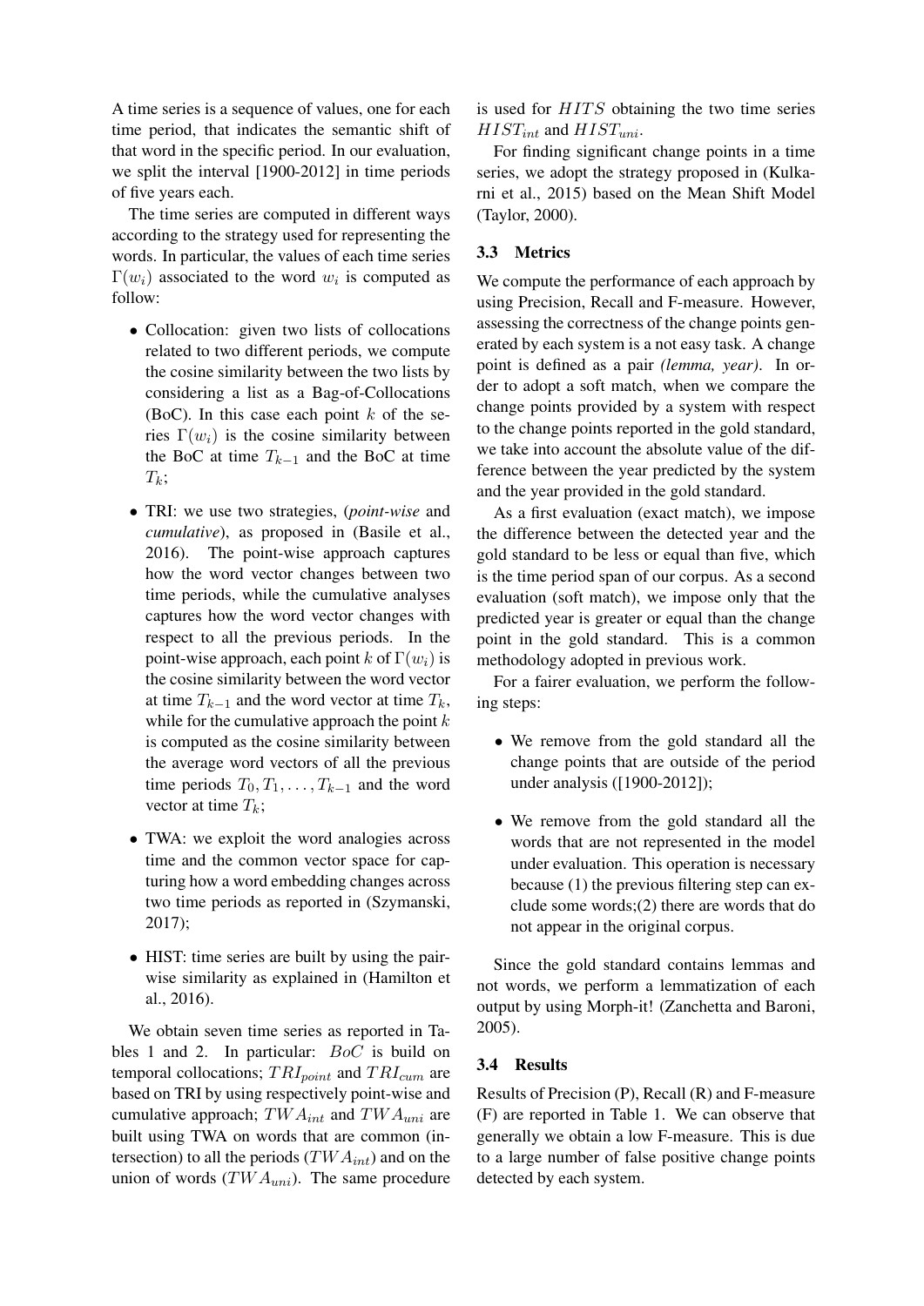A time series is a sequence of values, one for each time period, that indicates the semantic shift of that word in the specific period. In our evaluation, we split the interval [1900-2012] in time periods of five years each.

The time series are computed in different ways according to the strategy used for representing the words. In particular, the values of each time series $\Gamma(w_i)$ associated to the word $w_i$ is computed as follow:

- Collocation: given two lists of collocations related to two different periods, we compute the cosine similarity between the two lists by considering a list as a Bag-of-Collocations (BoC). In this case each point $k$ of the series $\Gamma(w_i)$ is the cosine similarity between the BoC at time $T_{k-1}$ and the BoC at time $T_k$;
- TRI: we use two strategies, (*point-wise* and *cumulative*), as proposed in (Basile et al., 2016). The point-wise approach captures how the word vector changes between two time periods, while the cumulative analyses captures how the word vector changes with respect to all the previous periods. In the point-wise approach, each point $k$ of $\Gamma(w_i)$ is the cosine similarity between the word vector at time $T_{k-1}$ and the word vector at time $T_k$, while for the cumulative approach the point $k$ is computed as the cosine similarity between the average word vectors of all the previous time periods $T_0, T_1, \ldots, T_{k-1}$ and the word vector at time $T_k$;
- TWA: we exploit the word analogies across time and the common vector space for capturing how a word embedding changes across two time periods as reported in (Szymanski, 2017);
- HIST: time series are built by using the pair-wise similarity as explained in (Hamilton et al., 2016).

We obtain seven time series as reported in Tables 1 and 2. In particular: $BoC$ is build on temporal collocations; $TRI_{point}$ and $TRI_{cum}$ are based on TRI by using respectively point-wise and cumulative approach; $TWA_{int}$ and $TWA_{uni}$ are built using TWA on words that are common (intersection) to all the periods ($TWA_{int}$) and on the union of words ($TWA_{uni}$). The same procedure is used for $HITS$ obtaining the two time series $HIST_{int}$ and $HIST_{uni}$.

For finding significant change points in a time series, we adopt the strategy proposed in (Kulkarni et al., 2015) based on the Mean Shift Model (Taylor, 2000).

### 3.3 Metrics

We compute the performance of each approach by using Precision, Recall and F-measure. However, assessing the correctness of the change points generated by each system is a not easy task. A change point is defined as a pair *(lemma, year)*. In order to adopt a soft match, when we compare the change points provided by a system with respect to the change points reported in the gold standard, we take into account the absolute value of the difference between the year predicted by the system and the year provided in the gold standard.

As a first evaluation (exact match), we impose the difference between the detected year and the gold standard to be less or equal than five, which is the time period span of our corpus. As a second evaluation (soft match), we impose only that the predicted year is greater or equal than the change point in the gold standard. This is a common methodology adopted in previous work.

For a fairer evaluation, we perform the following steps:

- We remove from the gold standard all the change points that are outside of the period under analysis ([1900-2012]);
- We remove from the gold standard all the words that are not represented in the model under evaluation. This operation is necessary because (1) the previous filtering step can exclude some words;(2) there are words that do not appear in the original corpus.

Since the gold standard contains lemmas and not words, we perform a lemmatization of each output by using Morph-it! (Zanchetta and Baroni, 2005).

### 3.4 Results

Results of Precision (P), Recall (R) and F-measure (F) are reported in Table 1. We can observe that generally we obtain a low F-measure. This is due to a large number of false positive change points detected by each system.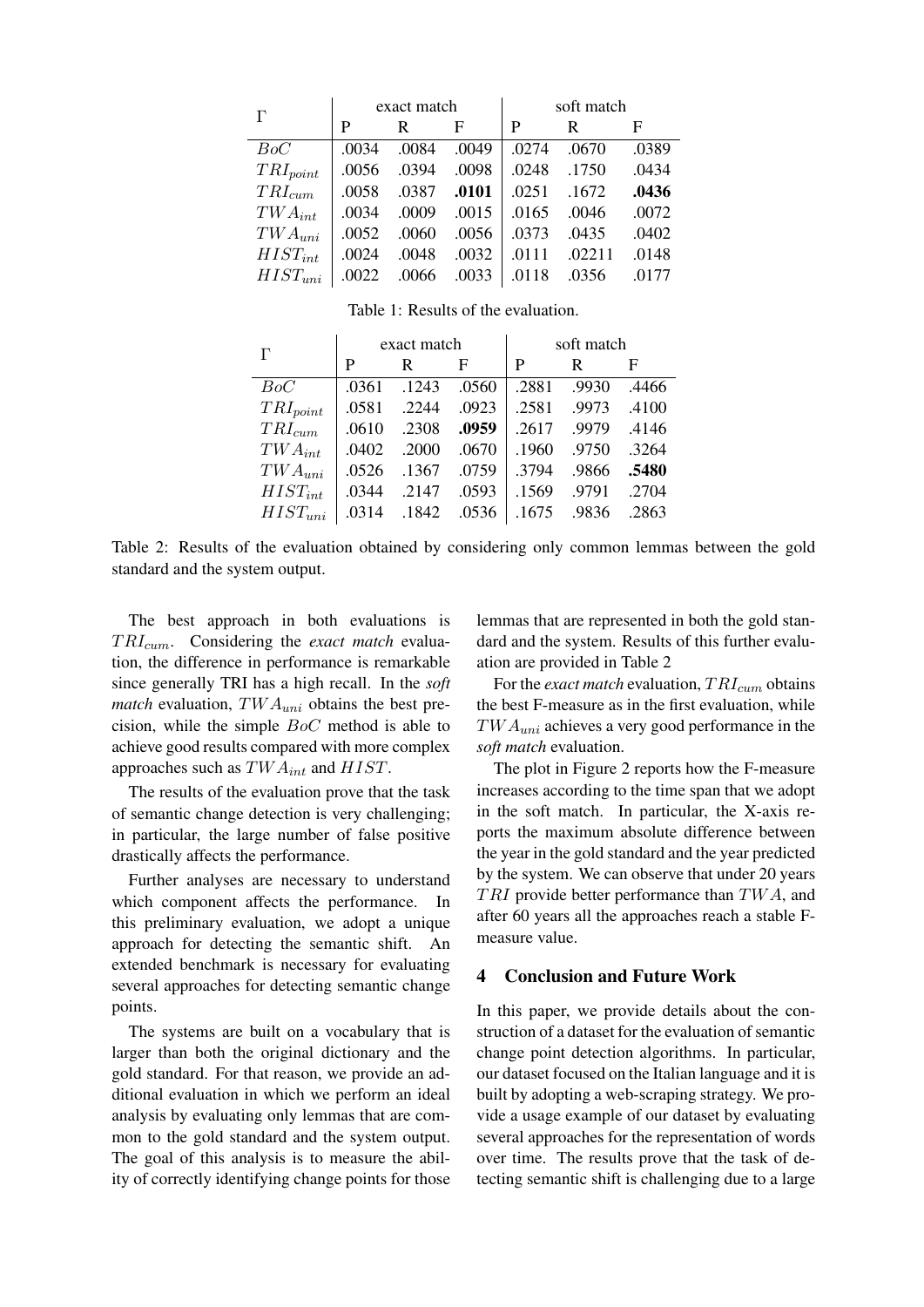| $\Gamma$ | exact match | | | soft match | | |
|---|---|---|---|---|---|---|
| | P | R | F | P | R | F |
| $BoC$ | .0034 | .0084 | .0049 | .0274 | .0670 | .0389 |
| $TRI_{point}$ | .0056 | .0394 | .0098 | .0248 | .1750 | .0434 |
| $TRI_{cum}$ | .0058 | .0387 | **.0101** | .0251 | .1672 | **.0436** |
| $TWA_{int}$ | .0034 | .0009 | .0015 | .0165 | .0046 | .0072 |
| $TWA_{uni}$ | .0052 | .0060 | .0056 | .0373 | .0435 | .0402 |
| $HIST_{int}$ | .0024 | .0048 | .0032 | .0111 | .02211 | .0148 |
| $HIST_{uni}$ | .0022 | .0066 | .0033 | .0118 | .0356 | .0177 |

Table 1: Results of the evaluation.

| $\Gamma$ | exact match | | | soft match | | |
|---|---|---|---|---|---|---|
| | P | R | F | P | R | F |
| $BoC$ | .0361 | .1243 | .0560 | .2881 | .9930 | .4466 |
| $TRI_{point}$ | .0581 | .2244 | .0923 | .2581 | .9973 | .4100 |
| $TRI_{cum}$ | .0610 | .2308 | **.0959** | .2617 | .9979 | .4146 |
| $TWA_{int}$ | .0402 | .2000 | .0670 | .1960 | .9750 | .3264 |
| $TWA_{uni}$ | .0526 | .1367 | .0759 | .3794 | .9866 | **.5480** |
| $HIST_{int}$ | .0344 | .2147 | .0593 | .1569 | .9791 | .2704 |
| $HIST_{uni}$ | .0314 | .1842 | .0536 | .1675 | .9836 | .2863 |

Table 2: Results of the evaluation obtained by considering only common lemmas between the gold standard and the system output.

The best approach in both evaluations is $TRI_{cum}$. Considering the *exact match* evaluation, the difference in performance is remarkable since generally TRI has a high recall. In the *soft match* evaluation, $TWA_{uni}$ obtains the best precision, while the simple $BoC$ method is able to achieve good results compared with more complex approaches such as $TWA_{int}$ and $HIST$.

The results of the evaluation prove that the task of semantic change detection is very challenging; in particular, the large number of false positive drastically affects the performance.

Further analyses are necessary to understand which component affects the performance. In this preliminary evaluation, we adopt a unique approach for detecting the semantic shift. An extended benchmark is necessary for evaluating several approaches for detecting semantic change points.

The systems are built on a vocabulary that is larger than both the original dictionary and the gold standard. For that reason, we provide an additional evaluation in which we perform an ideal analysis by evaluating only lemmas that are common to the gold standard and the system output. The goal of this analysis is to measure the ability of correctly identifying change points for those lemmas that are represented in both the gold standard and the system. Results of this further evaluation are provided in Table 2

For the *exact match* evaluation, $TRI_{cum}$ obtains the best F-measure as in the first evaluation, while $TWA_{uni}$ achieves a very good performance in the *soft match* evaluation.

The plot in Figure 2 reports how the F-measure increases according to the time span that we adopt in the soft match. In particular, the X-axis reports the maximum absolute difference between the year in the gold standard and the year predicted by the system. We can observe that under 20 years $TRI$ provide better performance than $TWA$, and after 60 years all the approaches reach a stable F-measure value.

## 4 Conclusion and Future Work

In this paper, we provide details about the construction of a dataset for the evaluation of semantic change point detection algorithms. In particular, our dataset focused on the Italian language and it is built by adopting a web-scraping strategy. We provide a usage example of our dataset by evaluating several approaches for the representation of words over time. The results prove that the task of detecting semantic shift is challenging due to a large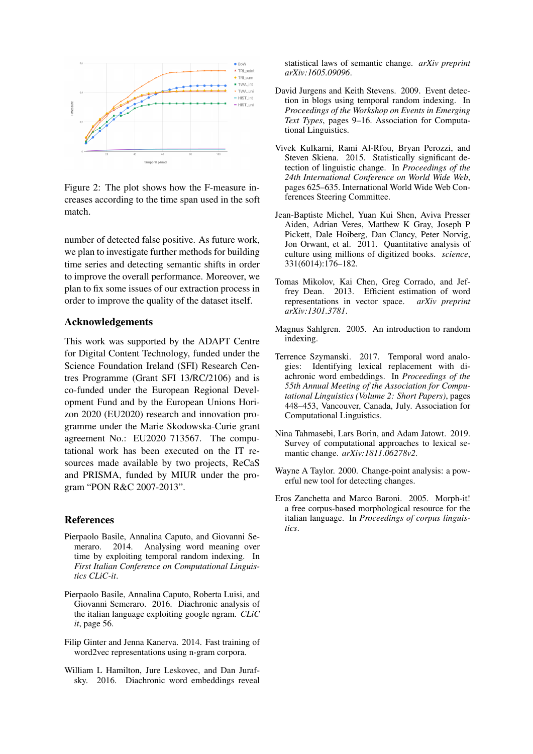F-measure

temporal period

BoW
TRI_point
TRI_cum
TWA_int
TWA_uni
HIST_int
HIST_uni

Figure 2: The plot shows how the F-measure increases according to the time span used in the soft match.

number of detected false positive. As future work, we plan to investigate further methods for building time series and detecting semantic shifts in order to improve the overall performance. Moreover, we plan to fix some issues of our extraction process in order to improve the quality of the dataset itself.

## Acknowledgements

This work was supported by the ADAPT Centre for Digital Content Technology, funded under the Science Foundation Ireland (SFI) Research Centres Programme (Grant SFI 13/RC/2106) and is co-funded under the European Regional Development Fund and by the European Unions Horizon 2020 (EU2020) research and innovation programme under the Marie Skodowska-Curie grant agreement No.: EU2020 713567. The computational work has been executed on the IT resources made available by two projects, ReCaS and PRISMA, funded by MIUR under the program "PON R&C 2007-2013".

## References

Pierpaolo Basile, Annalina Caputo, and Giovanni Semeraro. 2014. Analysing word meaning over time by exploiting temporal random indexing. In *First Italian Conference on Computational Linguistics CLiC-it*.

Pierpaolo Basile, Annalina Caputo, Roberta Luisi, and Giovanni Semeraro. 2016. Diachronic analysis of the italian language exploiting google ngram. *CLiC it*, page 56.

Filip Ginter and Jenna Kanerva. 2014. Fast training of word2vec representations using n-gram corpora.

William L Hamilton, Jure Leskovec, and Dan Jurafsky. 2016. Diachronic word embeddings reveal statistical laws of semantic change. *arXiv preprint arXiv:1605.09096*.

David Jurgens and Keith Stevens. 2009. Event detection in blogs using temporal random indexing. In *Proceedings of the Workshop on Events in Emerging Text Types*, pages 9–16. Association for Computational Linguistics.

Vivek Kulkarni, Rami Al-Rfou, Bryan Perozzi, and Steven Skiena. 2015. Statistically significant detection of linguistic change. In *Proceedings of the 24th International Conference on World Wide Web*, pages 625–635. International World Wide Web Conferences Steering Committee.

Jean-Baptiste Michel, Yuan Kui Shen, Aviva Presser Aiden, Adrian Veres, Matthew K Gray, Joseph P Pickett, Dale Hoiberg, Dan Clancy, Peter Norvig, Jon Orwant, et al. 2011. Quantitative analysis of culture using millions of digitized books. *science*, 331(6014):176–182.

Tomas Mikolov, Kai Chen, Greg Corrado, and Jeffrey Dean. 2013. Efficient estimation of word representations in vector space. *arXiv preprint arXiv:1301.3781*.

Magnus Sahlgren. 2005. An introduction to random indexing.

Terrence Szymanski. 2017. Temporal word analogies: Identifying lexical replacement with diachronic word embeddings. In *Proceedings of the 55th Annual Meeting of the Association for Computational Linguistics (Volume 2: Short Papers)*, pages 448–453, Vancouver, Canada, July. Association for Computational Linguistics.

Nina Tahmasebi, Lars Borin, and Adam Jatowt. 2019. Survey of computational approaches to lexical semantic change. *arXiv:1811.06278v2*.

Wayne A Taylor. 2000. Change-point analysis: a powerful new tool for detecting changes.

Eros Zanchetta and Marco Baroni. 2005. Morph-it! a free corpus-based morphological resource for the italian language. In *Proceedings of corpus linguistics*.